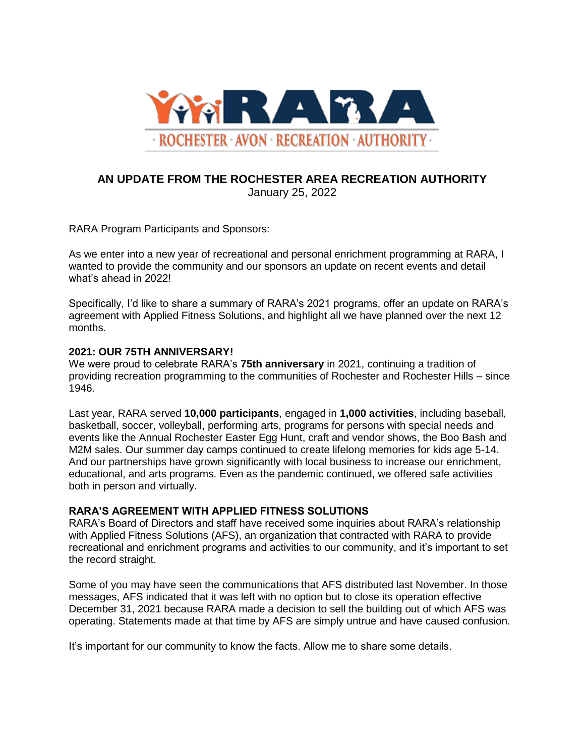RARA

· ROCHESTER · AVON · RECREATION · AUTHORITY ·

## AN UPDATE FROM THE ROCHESTER AREA RECREATION AUTHORITY

January 25, 2022

RARA Program Participants and Sponsors:

As we enter into a new year of recreational and personal enrichment programming at RARA, I wanted to provide the community and our sponsors an update on recent events and detail what's ahead in 2022!

Specifically, I'd like to share a summary of RARA's 2021 programs, offer an update on RARA's agreement with Applied Fitness Solutions, and highlight all we have planned over the next 12 months.

**2021: OUR 75TH ANNIVERSARY!**

We were proud to celebrate RARA's **75th anniversary** in 2021, continuing a tradition of providing recreation programming to the communities of Rochester and Rochester Hills – since 1946.

Last year, RARA served **10,000 participants**, engaged in **1,000 activities**, including baseball, basketball, soccer, volleyball, performing arts, programs for persons with special needs and events like the Annual Rochester Easter Egg Hunt, craft and vendor shows, the Boo Bash and M2M sales. Our summer day camps continued to create lifelong memories for kids age 5-14. And our partnerships have grown significantly with local business to increase our enrichment, educational, and arts programs. Even as the pandemic continued, we offered safe activities both in person and virtually.

**RARA'S AGREEMENT WITH APPLIED FITNESS SOLUTIONS**

RARA's Board of Directors and staff have received some inquiries about RARA's relationship with Applied Fitness Solutions (AFS), an organization that contracted with RARA to provide recreational and enrichment programs and activities to our community, and it's important to set the record straight.

Some of you may have seen the communications that AFS distributed last November. In those messages, AFS indicated that it was left with no option but to close its operation effective December 31, 2021 because RARA made a decision to sell the building out of which AFS was operating. Statements made at that time by AFS are simply untrue and have caused confusion.

It's important for our community to know the facts. Allow me to share some details.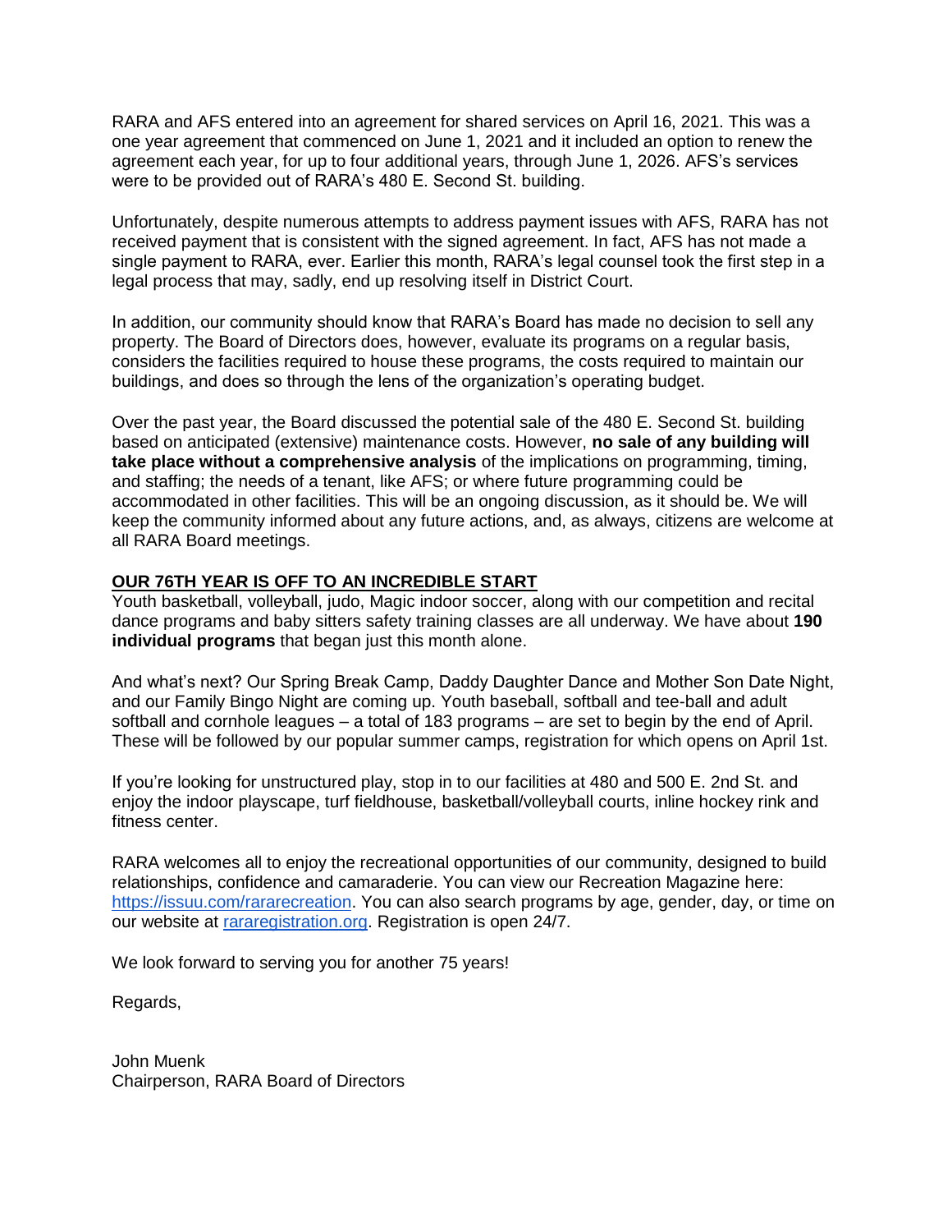RARA and AFS entered into an agreement for shared services on April 16, 2021. This was a one year agreement that commenced on June 1, 2021 and it included an option to renew the agreement each year, for up to four additional years, through June 1, 2026. AFS's services were to be provided out of RARA's 480 E. Second St. building.

Unfortunately, despite numerous attempts to address payment issues with AFS, RARA has not received payment that is consistent with the signed agreement. In fact, AFS has not made a single payment to RARA, ever. Earlier this month, RARA's legal counsel took the first step in a legal process that may, sadly, end up resolving itself in District Court.

In addition, our community should know that RARA's Board has made no decision to sell any property. The Board of Directors does, however, evaluate its programs on a regular basis, considers the facilities required to house these programs, the costs required to maintain our buildings, and does so through the lens of the organization's operating budget.

Over the past year, the Board discussed the potential sale of the 480 E. Second St. building based on anticipated (extensive) maintenance costs. However, **no sale of any building will take place without a comprehensive analysis** of the implications on programming, timing, and staffing; the needs of a tenant, like AFS; or where future programming could be accommodated in other facilities. This will be an ongoing discussion, as it should be. We will keep the community informed about any future actions, and, as always, citizens are welcome at all RARA Board meetings.

**OUR 76TH YEAR IS OFF TO AN INCREDIBLE START**

Youth basketball, volleyball, judo, Magic indoor soccer, along with our competition and recital dance programs and baby sitters safety training classes are all underway. We have about **190 individual programs** that began just this month alone.

And what's next? Our Spring Break Camp, Daddy Daughter Dance and Mother Son Date Night, and our Family Bingo Night are coming up. Youth baseball, softball and tee-ball and adult softball and cornhole leagues – a total of 183 programs – are set to begin by the end of April. These will be followed by our popular summer camps, registration for which opens on April 1st.

If you're looking for unstructured play, stop in to our facilities at 480 and 500 E. 2nd St. and enjoy the indoor playscape, turf fieldhouse, basketball/volleyball courts, inline hockey rink and fitness center.

RARA welcomes all to enjoy the recreational opportunities of our community, designed to build relationships, confidence and camaraderie. You can view our Recreation Magazine here: [https://issuu.com/rararecreation](https://issuu.com/rararecreation). You can also search programs by age, gender, day, or time on our website at [механизм](rararegistration.org). Registration is open 24/7.

We look forward to serving you for another 75 years!

Regards,

John Muenk
Chairperson, RARA Board of Directors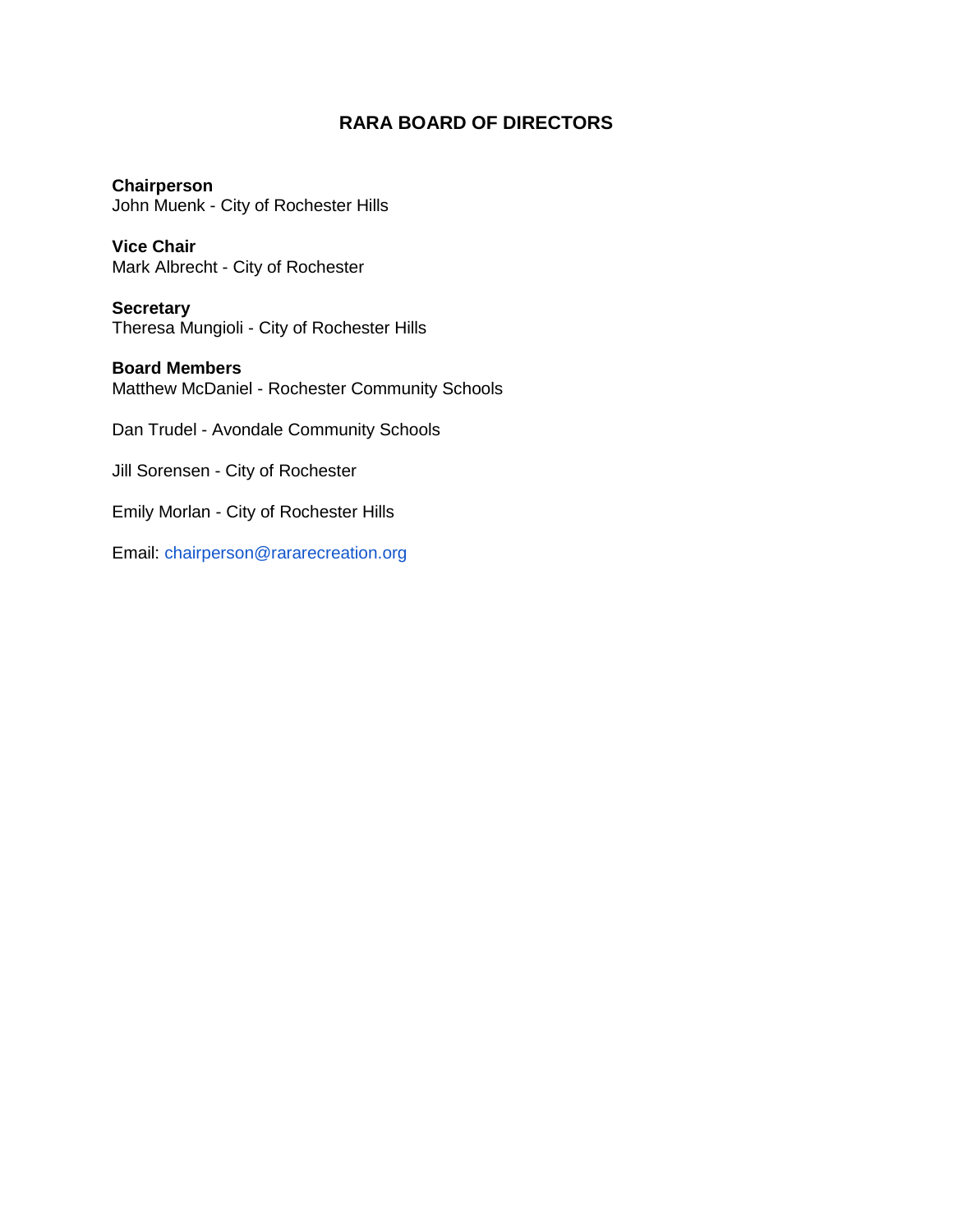## RARA BOARD OF DIRECTORS

**Chairperson**
John Muenk - City of Rochester Hills

**Vice Chair**
Mark Albrecht - City of Rochester

**Secretary**
Theresa Mungioli - City of Rochester Hills

**Board Members**
Matthew McDaniel - Rochester Community Schools

Dan Trudel - Avondale Community Schools

Jill Sorensen - City of Rochester

Emily Morlan - City of Rochester Hills

Email: chairperson@rararecreation.org